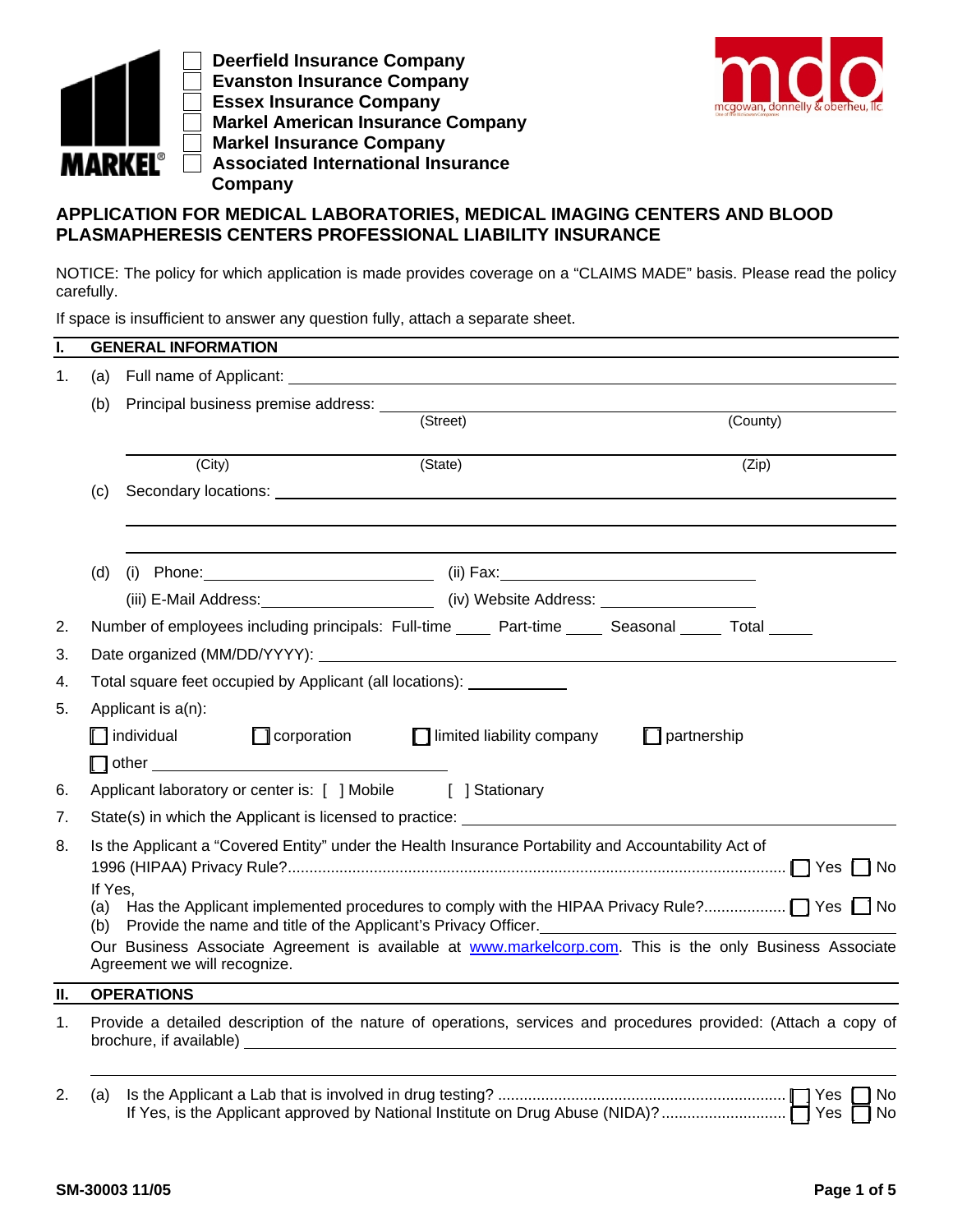MARKEL

☐ Deerfield Insurance Company
☐ Evanston Insurance Company
☐ Essex Insurance Company
☐ Markel American Insurance Company
☐ Markel Insurance Company
☐ Associated International Insurance Company

mdo — mcgowan, donnelly & oberheu, llc

# APPLICATION FOR MEDICAL LABORATORIES, MEDICAL IMAGING CENTERS AND BLOOD PLASMAPHERESIS CENTERS PROFESSIONAL LIABILITY INSURANCE

NOTICE: The policy for which application is made provides coverage on a "CLAIMS MADE" basis. Please read the policy carefully.

If space is insufficient to answer any question fully, attach a separate sheet.

## I. GENERAL INFORMATION

1. (a) Full name of Applicant: ______________________________

   (b) Principal business premise address: ______________________________
   (Street) (County)
   ______________________________
   (City) (State) (Zip)

   (c) Secondary locations: ______________________________

   (d) (i) Phone: ______________ (ii) Fax: ______________

   (iii) E-Mail Address: ______________ (iv) Website Address: ______________

2. Number of employees including principals: Full-time ____ Part-time ____ Seasonal ____ Total ____

3. Date organized (MM/DD/YYYY): ______________________________

4. Total square feet occupied by Applicant (all locations): ____________

5. Applicant is a(n):

   ☐ individual ☐ corporation ☐ limited liability company ☐ partnership

   ☐ other ______________________________

6. Applicant laboratory or center is: [ ] Mobile [ ] Stationary

7. State(s) in which the Applicant is licensed to practice: ______________________________

8. Is the Applicant a "Covered Entity" under the Health Insurance Portability and Accountability Act of 1996 (HIPAA) Privacy Rule? ☐ Yes ☐ No

   If Yes,

   (a) Has the Applicant implemented procedures to comply with the HIPAA Privacy Rule? ☐ Yes ☐ No

   (b) Provide the name and title of the Applicant's Privacy Officer. ______________________________

   Our Business Associate Agreement is available at www.markelcorp.com. This is the only Business Associate Agreement we will recognize.

## II. OPERATIONS

1. Provide a detailed description of the nature of operations, services and procedures provided: (Attach a copy of brochure, if available) ______________________________

2. (a) Is the Applicant a Lab that is involved in drug testing? ☐ Yes ☐ No

   If Yes, is the Applicant approved by National Institute on Drug Abuse (NIDA)? ☐ Yes ☐ No

SM-30003 11/05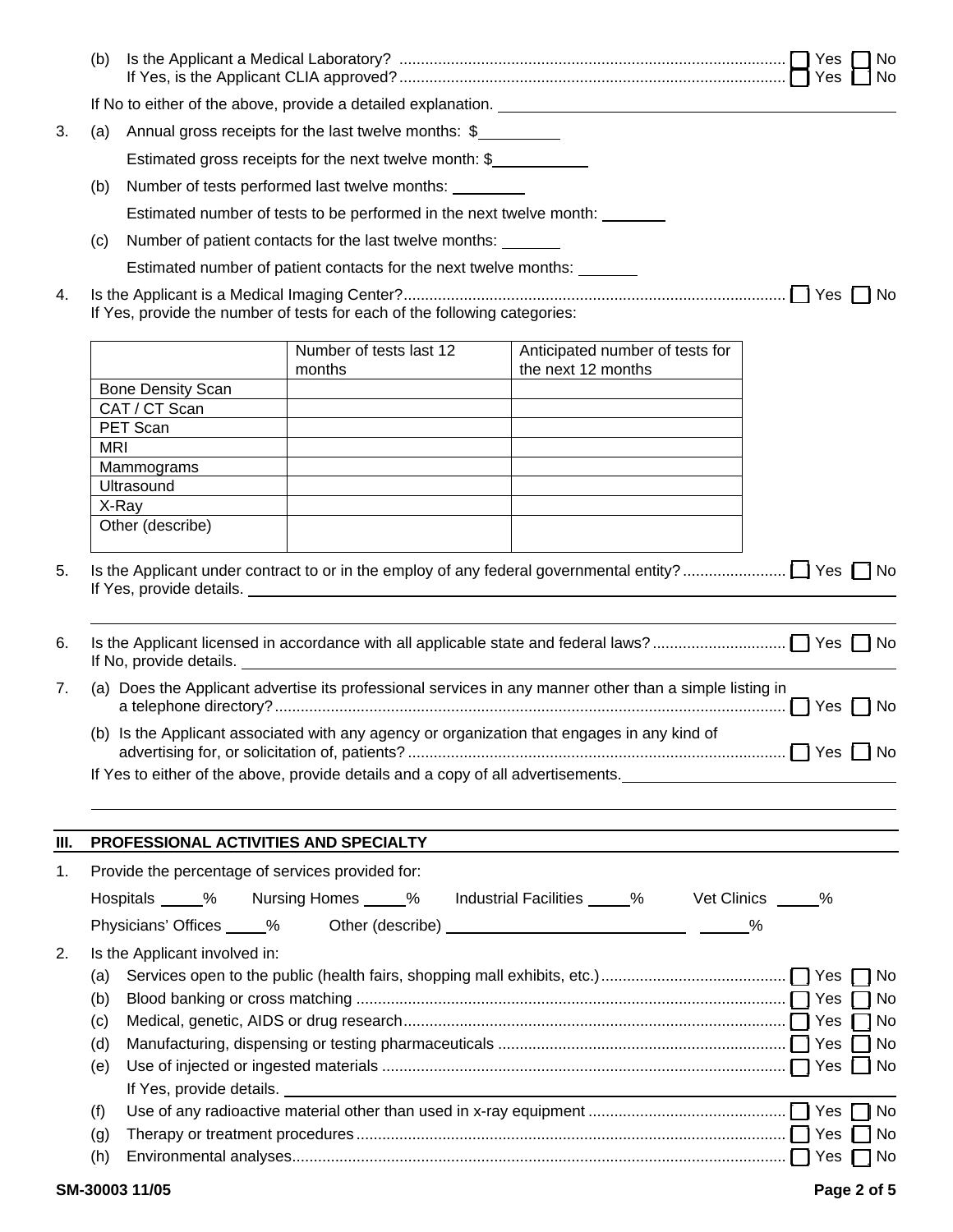(b) Is the Applicant a Medical Laboratory? ☐ Yes ☐ No
If Yes, is the Applicant CLIA approved? ☐ Yes ☐ No

If No to either of the above, provide a detailed explanation. ______

3. (a) Annual gross receipts for the last twelve months: $______

Estimated gross receipts for the next twelve month: $______

(b) Number of tests performed last twelve months: ______

Estimated number of tests to be performed in the next twelve month: ______

(c) Number of patient contacts for the last twelve months: ______

Estimated number of patient contacts for the next twelve months: ______

4. Is the Applicant is a Medical Imaging Center? ☐ Yes ☐ No
If Yes, provide the number of tests for each of the following categories:

| | Number of tests last 12 months | Anticipated number of tests for the next 12 months |
|---|---|---|
| Bone Density Scan | | |
| CAT / CT Scan | | |
| PET Scan | | |
| MRI | | |
| Mammograms | | |
| Ultrasound | | |
| X-Ray | | |
| Other (describe) | | |

5. Is the Applicant under contract to or in the employ of any federal governmental entity? ☐ Yes ☐ No
If Yes, provide details. ______

6. Is the Applicant licensed in accordance with all applicable state and federal laws? ☐ Yes ☐ No
If No, provide details. ______

7. (a) Does the Applicant advertise its professional services in any manner other than a simple listing in a telephone directory? ☐ Yes ☐ No

(b) Is the Applicant associated with any agency or organization that engages in any kind of advertising for, or solicitation of, patients? ☐ Yes ☐ No

If Yes to either of the above, provide details and a copy of all advertisements. ______

## III. PROFESSIONAL ACTIVITIES AND SPECIALTY

1. Provide the percentage of services provided for:

Hospitals ____% Nursing Homes ____% Industrial Facilities ____% Vet Clinics ____%

Physicians' Offices ____% Other (describe) ______ ____%

2. Is the Applicant involved in:

(a) Services open to the public (health fairs, shopping mall exhibits, etc.) ☐ Yes ☐ No
(b) Blood banking or cross matching ☐ Yes ☐ No
(c) Medical, genetic, AIDS or drug research ☐ Yes ☐ No
(d) Manufacturing, dispensing or testing pharmaceuticals ☐ Yes ☐ No
(e) Use of injected or ingested materials ☐ Yes ☐ No
If Yes, provide details. ______
(f) Use of any radioactive material other than used in x-ray equipment ☐ Yes ☐ No
(g) Therapy or treatment procedures ☐ Yes ☐ No
(h) Environmental analyses ☐ Yes ☐ No

SM-30003 11/05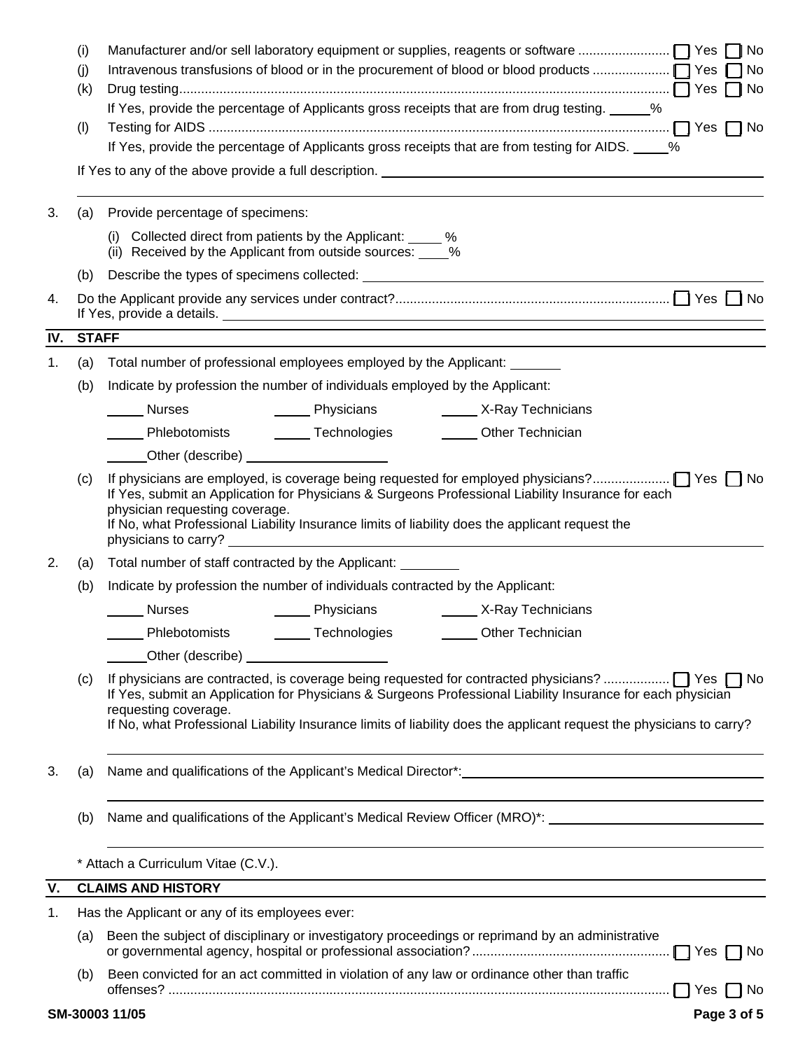(i) Manufacturer and/or sell laboratory equipment or supplies, reagents or software ☐ Yes ☐ No

(j) Intravenous transfusions of blood or in the procurement of blood or blood products ☐ Yes ☐ No

(k) Drug testing ☐ Yes ☐ No

If Yes, provide the percentage of Applicants gross receipts that are from drug testing. _____%

(l) Testing for AIDS ☐ Yes ☐ No

If Yes, provide the percentage of Applicants gross receipts that are from testing for AIDS. _____%

If Yes to any of the above provide a full description. ______________________________

______________________________

3. (a) Provide percentage of specimens:

   (i) Collected direct from patients by the Applicant: _____ %

   (ii) Received by the Applicant from outside sources: ____%

   (b) Describe the types of specimens collected: ______________________________

4. Do the Applicant provide any services under contract? ☐ Yes ☐ No

   If Yes, provide a details. ______________________________

## IV. STAFF

1. (a) Total number of professional employees employed by the Applicant: _______

   (b) Indicate by profession the number of individuals employed by the Applicant:

   _____ Nurses _____ Physicians _____ X-Ray Technicians

   _____ Phlebotomists _____ Technologies _____ Other Technician

   _____ Other (describe) ____________________

   (c) If physicians are employed, is coverage being requested for employed physicians? ☐ Yes ☐ No

   If Yes, submit an Application for Physicians & Surgeons Professional Liability Insurance for each physician requesting coverage.

   If No, what Professional Liability Insurance limits of liability does the applicant request the physicians to carry? ______________________________

2. (a) Total number of staff contracted by the Applicant: ________

   (b) Indicate by profession the number of individuals contracted by the Applicant:

   _____ Nurses _____ Physicians _____ X-Ray Technicians

   _____ Phlebotomists _____ Technologies _____ Other Technician

   _____ Other (describe) ____________________

   (c) If physicians are contracted, is coverage being requested for contracted physicians? ☐ Yes ☐ No

   If Yes, submit an Application for Physicians & Surgeons Professional Liability Insurance for each physician requesting coverage.

   If No, what Professional Liability Insurance limits of liability does the applicant request the physicians to carry?

   ______________________________

3. (a) Name and qualifications of the Applicant's Medical Director*: ______________________________

   ______________________________

   (b) Name and qualifications of the Applicant's Medical Review Officer (MRO)*: ______________________________

   ______________________________

   * Attach a Curriculum Vitae (C.V.).

## V. CLAIMS AND HISTORY

1. Has the Applicant or any of its employees ever:

   (a) Been the subject of disciplinary or investigatory proceedings or reprimand by an administrative or governmental agency, hospital or professional association? ☐ Yes ☐ No

   (b) Been convicted for an act committed in violation of any law or ordinance other than traffic offenses? ☐ Yes ☐ No

SM-30003 11/05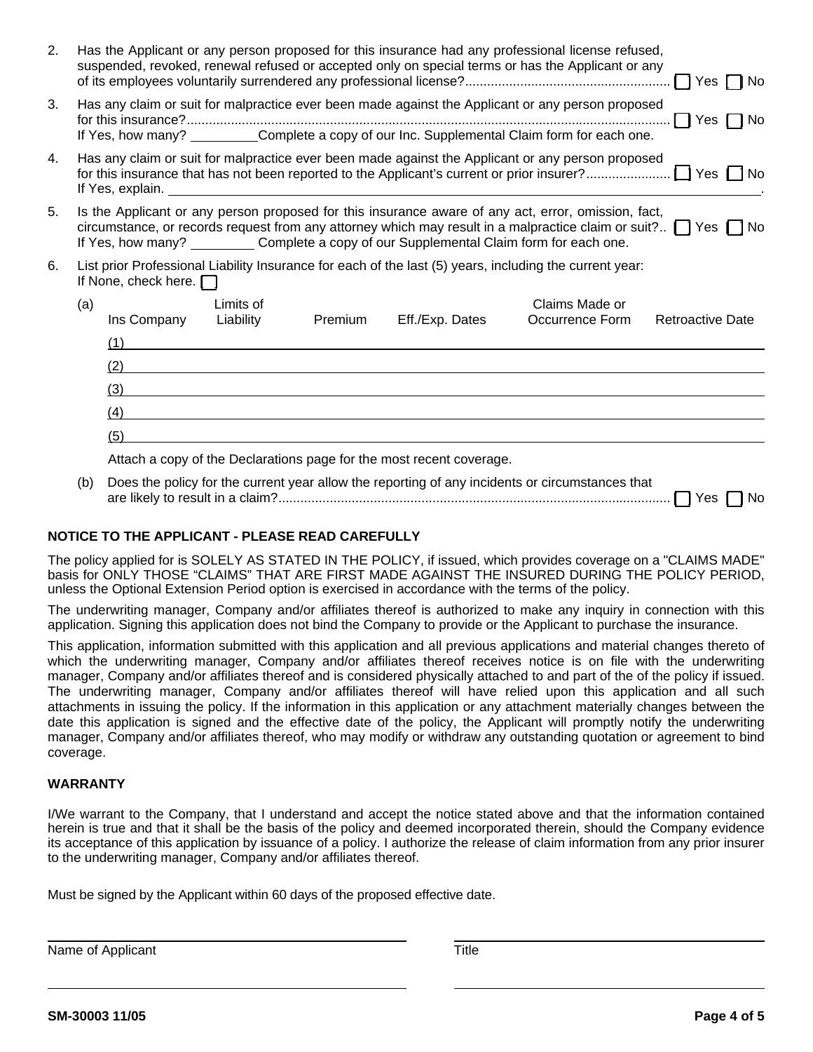2. Has the Applicant or any person proposed for this insurance had any professional license refused, suspended, revoked, renewal refused or accepted only on special terms or has the Applicant or any of its employees voluntarily surrendered any professional license?........................................................ ☐ Yes ☐ No

3. Has any claim or suit for malpractice ever been made against the Applicant or any person proposed for this insurance?.................................................................................................................................... ☐ Yes ☐ No
   If Yes, how many? _________ Complete a copy of our Inc. Supplemental Claim form for each one.

4. Has any claim or suit for malpractice ever been made against the Applicant or any person proposed for this insurance that has not been reported to the Applicant's current or prior insurer?....................... ☐ Yes ☐ No
   If Yes, explain. ______________________________________________________________________________.

5. Is the Applicant or any person proposed for this insurance aware of any act, error, omission, fact, circumstance, or records request from any attorney which may result in a malpractice claim or suit?.. ☐ Yes ☐ No
   If Yes, how many? _________ Complete a copy of our Supplemental Claim form for each one.

6. List prior Professional Liability Insurance for each of the last (5) years, including the current year:
   If None, check here. ☐

   (a)

| | Ins Company | Limits of Liability | Premium | Eff./Exp. Dates | Claims Made or Occurrence Form | Retroactive Date |
|---|---|---|---|---|---|---|
| (1) | | | | | | |
| (2) | | | | | | |
| (3) | | | | | | |
| (4) | | | | | | |
| (5) | | | | | | |

   Attach a copy of the Declarations page for the most recent coverage.

   (b) Does the policy for the current year allow the reporting of any incidents or circumstances that are likely to result in a claim?............................................................................................................ ☐ Yes ☐ No

**NOTICE TO THE APPLICANT - PLEASE READ CAREFULLY**

The policy applied for is SOLELY AS STATED IN THE POLICY, if issued, which provides coverage on a "CLAIMS MADE" basis for ONLY THOSE "CLAIMS" THAT ARE FIRST MADE AGAINST THE INSURED DURING THE POLICY PERIOD, unless the Optional Extension Period option is exercised in accordance with the terms of the policy.

The underwriting manager, Company and/or affiliates thereof is authorized to make any inquiry in connection with this application. Signing this application does not bind the Company to provide or the Applicant to purchase the insurance.

This application, information submitted with this application and all previous applications and material changes thereto of which the underwriting manager, Company and/or affiliates thereof receives notice is on file with the underwriting manager, Company and/or affiliates thereof and is considered physically attached to and part of the of the policy if issued. The underwriting manager, Company and/or affiliates thereof will have relied upon this application and all such attachments in issuing the policy. If the information in this application or any attachment materially changes between the date this application is signed and the effective date of the policy, the Applicant will promptly notify the underwriting manager, Company and/or affiliates thereof, who may modify or withdraw any outstanding quotation or agreement to bind coverage.

**WARRANTY**

I/We warrant to the Company, that I understand and accept the notice stated above and that the information contained herein is true and that it shall be the basis of the policy and deemed incorporated therein, should the Company evidence its acceptance of this application by issuance of a policy. I authorize the release of claim information from any prior insurer to the underwriting manager, Company and/or affiliates thereof.

Must be signed by the Applicant within 60 days of the proposed effective date.

_______________________________ Name of Applicant

_______________________________ Title

_______________________________

_______________________________

SM-30003 11/05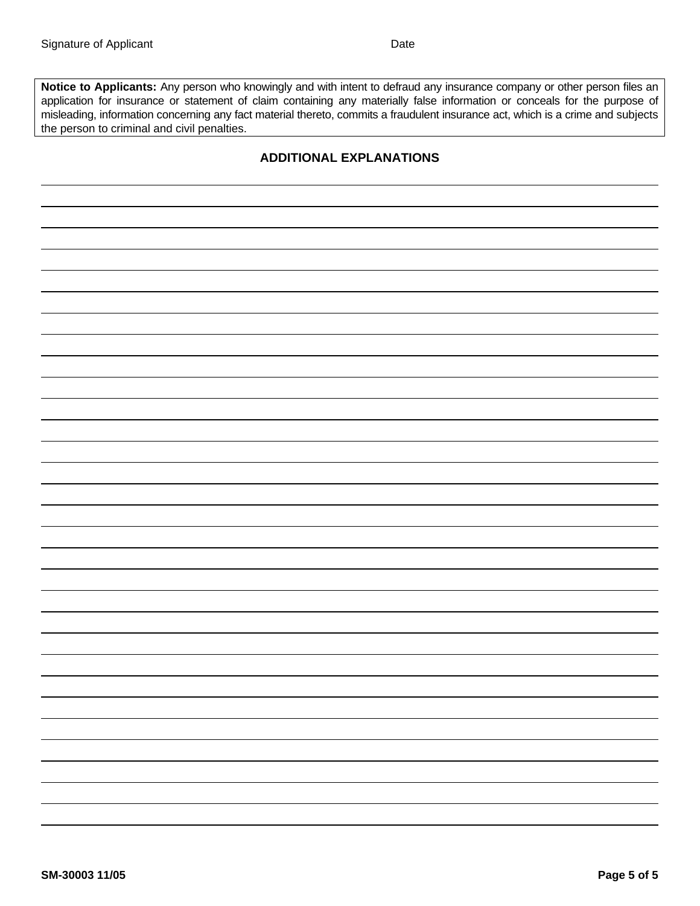Signature of Applicant Date

**Notice to Applicants:** Any person who knowingly and with intent to defraud any insurance company or other person files an application for insurance or statement of claim containing any materially false information or conceals for the purpose of misleading, information concerning any fact material thereto, commits a fraudulent insurance act, which is a crime and subjects the person to criminal and civil penalties.

## ADDITIONAL EXPLANATIONS

SM-30003 11/05